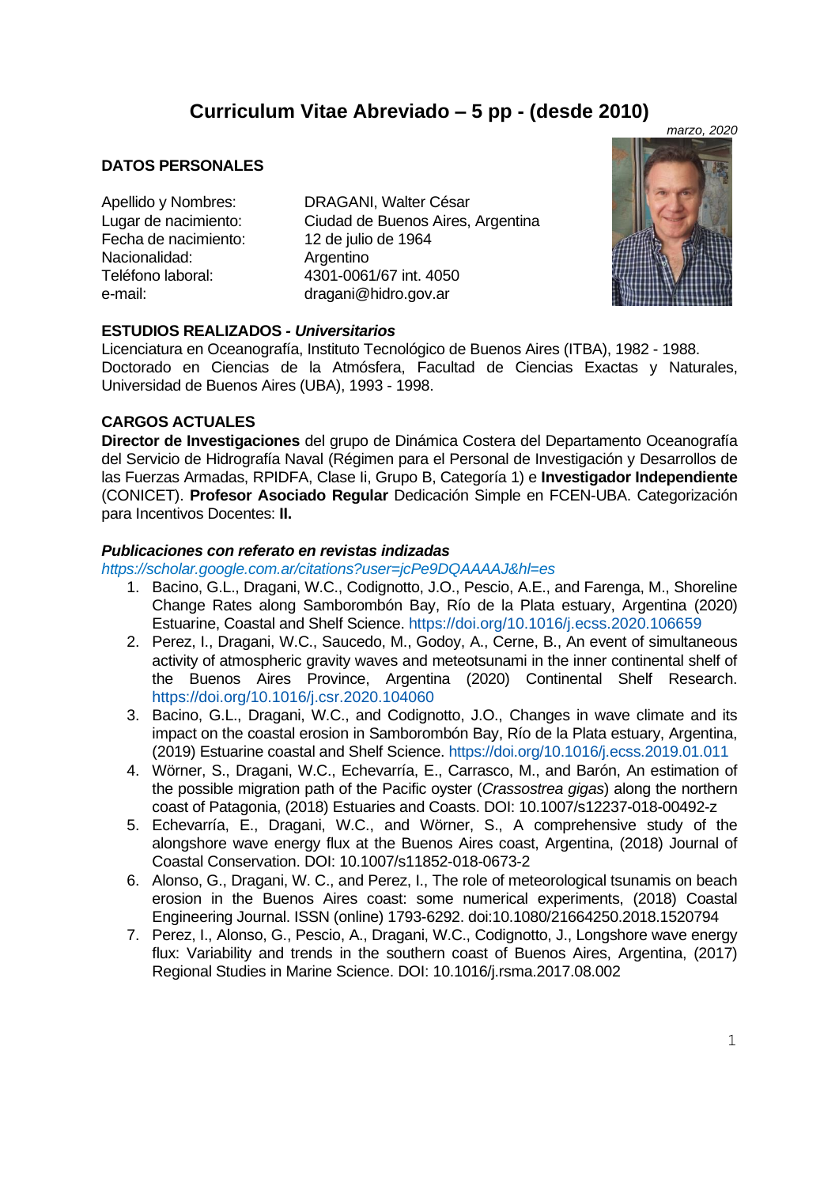# Curriculum Vitae Abreviado – 5 pp - (desde 2010)

*marzo, 2020*

## DATOS PERSONALES

| | |
|---|---|
| Apellido y Nombres: | DRAGANI, Walter César |
| Lugar de nacimiento: | Ciudad de Buenos Aires, Argentina |
| Fecha de nacimiento: | 12 de julio de 1964 |
| Nacionalidad: | Argentino |
| Teléfono laboral: | 4301-0061/67 int. 4050 |
| e-mail: | dragani@hidro.gov.ar |

## ESTUDIOS REALIZADOS - *Universitarios*

Licenciatura en Oceanografía, Instituto Tecnológico de Buenos Aires (ITBA), 1982 - 1988.
Doctorado en Ciencias de la Atmósfera, Facultad de Ciencias Exactas y Naturales, Universidad de Buenos Aires (UBA), 1993 - 1998.

## CARGOS ACTUALES

**Director de Investigaciones** del grupo de Dinámica Costera del Departamento Oceanografía del Servicio de Hidrografía Naval (Régimen para el Personal de Investigación y Desarrollos de las Fuerzas Armadas, RPIDFA, Clase Ii, Grupo B, Categoría 1) e **Investigador Independiente** (CONICET). **Profesor Asociado Regular** Dedicación Simple en FCEN-UBA. Categorización para Incentivos Docentes: **II.**

### *Publicaciones con referato en revistas indizadas*

*https://scholar.google.com.ar/citations?user=jcPe9DQAAAAJ&hl=es*

1. Bacino, G.L., Dragani, W.C., Codignotto, J.O., Pescio, A.E., and Farenga, M., Shoreline Change Rates along Samborombón Bay, Río de la Plata estuary, Argentina (2020) Estuarine, Coastal and Shelf Science. https://doi.org/10.1016/j.ecss.2020.106659
2. Perez, I., Dragani, W.C., Saucedo, M., Godoy, A., Cerne, B., An event of simultaneous activity of atmospheric gravity waves and meteotsunami in the inner continental shelf of the Buenos Aires Province, Argentina (2020) Continental Shelf Research. https://doi.org/10.1016/j.csr.2020.104060
3. Bacino, G.L., Dragani, W.C., and Codignotto, J.O., Changes in wave climate and its impact on the coastal erosion in Samborombón Bay, Río de la Plata estuary, Argentina, (2019) Estuarine coastal and Shelf Science. https://doi.org/10.1016/j.ecss.2019.01.011
4. Wörner, S., Dragani, W.C., Echevarría, E., Carrasco, M., and Barón, An estimation of the possible migration path of the Pacific oyster (*Crassostrea gigas*) along the northern coast of Patagonia, (2018) Estuaries and Coasts. DOI: 10.1007/s12237-018-00492-z
5. Echevarría, E., Dragani, W.C., and Wörner, S., A comprehensive study of the alongshore wave energy flux at the Buenos Aires coast, Argentina, (2018) Journal of Coastal Conservation. DOI: 10.1007/s11852-018-0673-2
6. Alonso, G., Dragani, W. C., and Perez, I., The role of meteorological tsunamis on beach erosion in the Buenos Aires coast: some numerical experiments, (2018) Coastal Engineering Journal. ISSN (online) 1793-6292. doi:10.1080/21664250.2018.1520794
7. Perez, I., Alonso, G., Pescio, A., Dragani, W.C., Codignotto, J., Longshore wave energy flux: Variability and trends in the southern coast of Buenos Aires, Argentina, (2017) Regional Studies in Marine Science. DOI: 10.1016/j.rsma.2017.08.002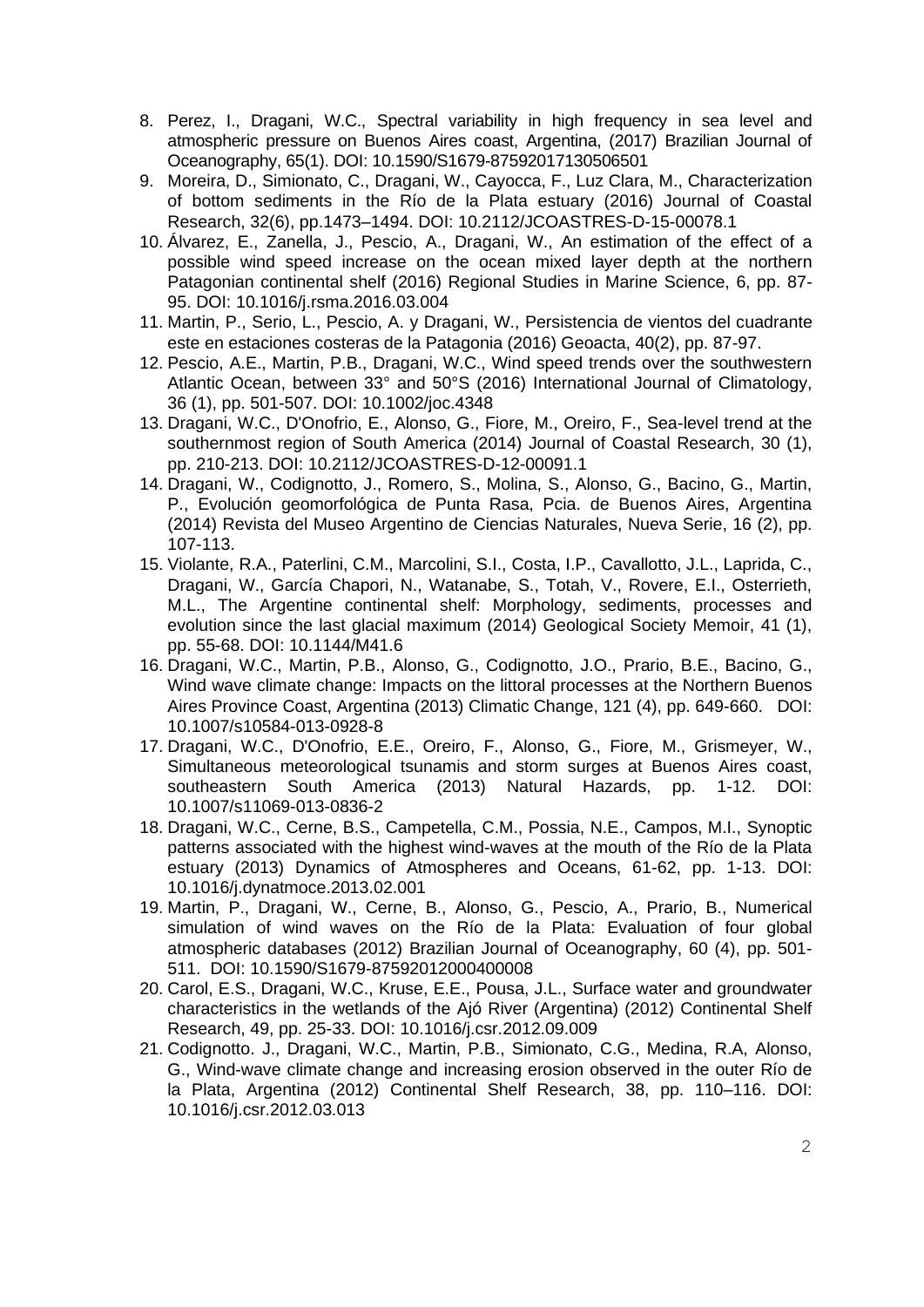8. Perez, I., Dragani, W.C., Spectral variability in high frequency in sea level and atmospheric pressure on Buenos Aires coast, Argentina, (2017) Brazilian Journal of Oceanography, 65(1). DOI: 10.1590/S1679-87592017130506501
9. Moreira, D., Simionato, C., Dragani, W., Cayocca, F., Luz Clara, M., Characterization of bottom sediments in the Río de la Plata estuary (2016) Journal of Coastal Research, 32(6), pp.1473–1494. DOI: 10.2112/JCOASTRES-D-15-00078.1
10. Álvarez, E., Zanella, J., Pescio, A., Dragani, W., An estimation of the effect of a possible wind speed increase on the ocean mixed layer depth at the northern Patagonian continental shelf (2016) Regional Studies in Marine Science, 6, pp. 87-95. DOI: 10.1016/j.rsma.2016.03.004
11. Martin, P., Serio, L., Pescio, A. y Dragani, W., Persistencia de vientos del cuadrante este en estaciones costeras de la Patagonia (2016) Geoacta, 40(2), pp. 87-97.
12. Pescio, A.E., Martin, P.B., Dragani, W.C., Wind speed trends over the southwestern Atlantic Ocean, between 33° and 50°S (2016) International Journal of Climatology, 36 (1), pp. 501-507. DOI: 10.1002/joc.4348
13. Dragani, W.C., D'Onofrio, E., Alonso, G., Fiore, M., Oreiro, F., Sea-level trend at the southernmost region of South America (2014) Journal of Coastal Research, 30 (1), pp. 210-213. DOI: 10.2112/JCOASTRES-D-12-00091.1
14. Dragani, W., Codignotto, J., Romero, S., Molina, S., Alonso, G., Bacino, G., Martin, P., Evolución geomorfológica de Punta Rasa, Pcia. de Buenos Aires, Argentina (2014) Revista del Museo Argentino de Ciencias Naturales, Nueva Serie, 16 (2), pp. 107-113.
15. Violante, R.A., Paterlini, C.M., Marcolini, S.I., Costa, I.P., Cavallotto, J.L., Laprida, C., Dragani, W., García Chapori, N., Watanabe, S., Totah, V., Rovere, E.I., Osterrieth, M.L., The Argentine continental shelf: Morphology, sediments, processes and evolution since the last glacial maximum (2014) Geological Society Memoir, 41 (1), pp. 55-68. DOI: 10.1144/M41.6
16. Dragani, W.C., Martin, P.B., Alonso, G., Codignotto, J.O., Prario, B.E., Bacino, G., Wind wave climate change: Impacts on the littoral processes at the Northern Buenos Aires Province Coast, Argentina (2013) Climatic Change, 121 (4), pp. 649-660. DOI: 10.1007/s10584-013-0928-8
17. Dragani, W.C., D'Onofrio, E.E., Oreiro, F., Alonso, G., Fiore, M., Grismeyer, W., Simultaneous meteorological tsunamis and storm surges at Buenos Aires coast, southeastern South America (2013) Natural Hazards, pp. 1-12. DOI: 10.1007/s11069-013-0836-2
18. Dragani, W.C., Cerne, B.S., Campetella, C.M., Possia, N.E., Campos, M.I., Synoptic patterns associated with the highest wind-waves at the mouth of the Río de la Plata estuary (2013) Dynamics of Atmospheres and Oceans, 61-62, pp. 1-13. DOI: 10.1016/j.dynatmoce.2013.02.001
19. Martin, P., Dragani, W., Cerne, B., Alonso, G., Pescio, A., Prario, B., Numerical simulation of wind waves on the Río de la Plata: Evaluation of four global atmospheric databases (2012) Brazilian Journal of Oceanography, 60 (4), pp. 501-511. DOI: 10.1590/S1679-87592012000400008
20. Carol, E.S., Dragani, W.C., Kruse, E.E., Pousa, J.L., Surface water and groundwater characteristics in the wetlands of the Ajó River (Argentina) (2012) Continental Shelf Research, 49, pp. 25-33. DOI: 10.1016/j.csr.2012.09.009
21. Codignotto. J., Dragani, W.C., Martin, P.B., Simionato, C.G., Medina, R.A, Alonso, G., Wind-wave climate change and increasing erosion observed in the outer Río de la Plata, Argentina (2012) Continental Shelf Research, 38, pp. 110–116. DOI: 10.1016/j.csr.2012.03.013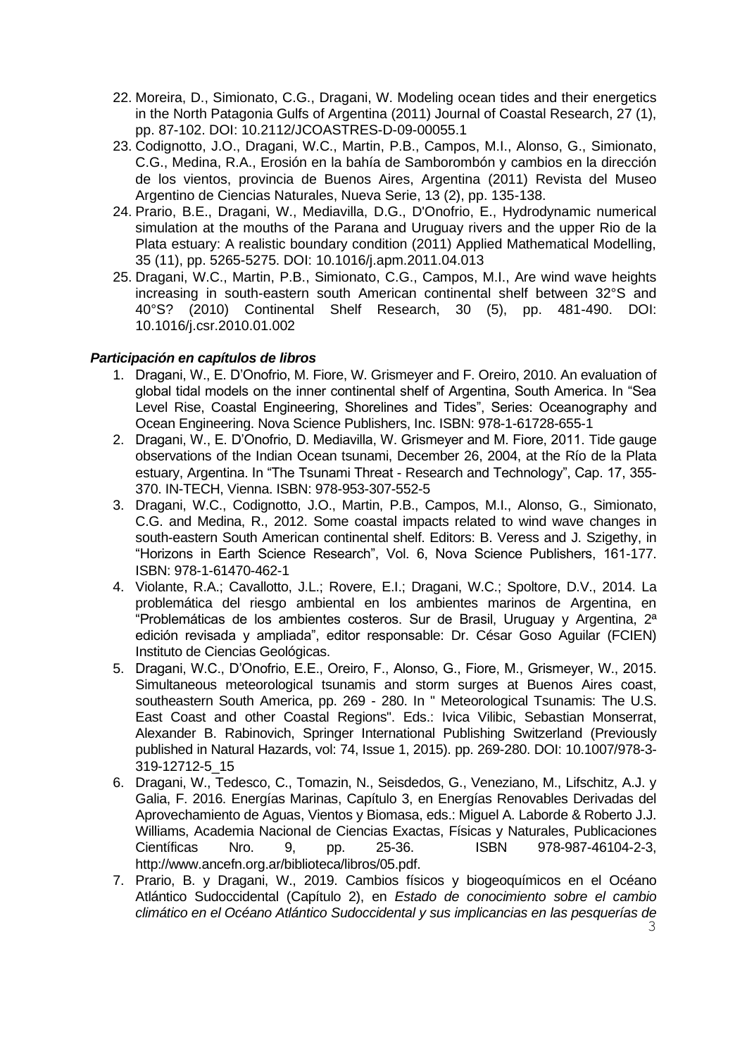22. Moreira, D., Simionato, C.G., Dragani, W. Modeling ocean tides and their energetics in the North Patagonia Gulfs of Argentina (2011) Journal of Coastal Research, 27 (1), pp. 87-102. DOI: 10.2112/JCOASTRES-D-09-00055.1
23. Codignotto, J.O., Dragani, W.C., Martin, P.B., Campos, M.I., Alonso, G., Simionato, C.G., Medina, R.A., Erosión en la bahía de Samborombón y cambios en la dirección de los vientos, provincia de Buenos Aires, Argentina (2011) Revista del Museo Argentino de Ciencias Naturales, Nueva Serie, 13 (2), pp. 135-138.
24. Prario, B.E., Dragani, W., Mediavilla, D.G., D'Onofrio, E., Hydrodynamic numerical simulation at the mouths of the Parana and Uruguay rivers and the upper Rio de la Plata estuary: A realistic boundary condition (2011) Applied Mathematical Modelling, 35 (11), pp. 5265-5275. DOI: 10.1016/j.apm.2011.04.013
25. Dragani, W.C., Martin, P.B., Simionato, C.G., Campos, M.I., Are wind wave heights increasing in south-eastern south American continental shelf between 32°S and 40°S? (2010) Continental Shelf Research, 30 (5), pp. 481-490. DOI: 10.1016/j.csr.2010.01.002

### *Participación en capítulos de libros*

1. Dragani, W., E. D'Onofrio, M. Fiore, W. Grismeyer and F. Oreiro, 2010. An evaluation of global tidal models on the inner continental shelf of Argentina, South America. In "Sea Level Rise, Coastal Engineering, Shorelines and Tides", Series: Oceanography and Ocean Engineering. Nova Science Publishers, Inc. ISBN: 978-1-61728-655-1
2. Dragani, W., E. D'Onofrio, D. Mediavilla, W. Grismeyer and M. Fiore, 2011. Tide gauge observations of the Indian Ocean tsunami, December 26, 2004, at the Río de la Plata estuary, Argentina. In "The Tsunami Threat - Research and Technology", Cap. 17, 355-370. IN-TECH, Vienna. ISBN: 978-953-307-552-5
3. Dragani, W.C., Codignotto, J.O., Martin, P.B., Campos, M.I., Alonso, G., Simionato, C.G. and Medina, R., 2012. Some coastal impacts related to wind wave changes in south-eastern South American continental shelf. Editors: B. Veress and J. Szigethy, in "Horizons in Earth Science Research", Vol. 6, Nova Science Publishers, 161-177. ISBN: 978-1-61470-462-1
4. Violante, R.A.; Cavallotto, J.L.; Rovere, E.I.; Dragani, W.C.; Spoltore, D.V., 2014. La problemática del riesgo ambiental en los ambientes marinos de Argentina, en "Problemáticas de los ambientes costeros. Sur de Brasil, Uruguay y Argentina, 2ª edición revisada y ampliada", editor responsable: Dr. César Goso Aguilar (FCIEN) Instituto de Ciencias Geológicas.
5. Dragani, W.C., D'Onofrio, E.E., Oreiro, F., Alonso, G., Fiore, M., Grismeyer, W., 2015. Simultaneous meteorological tsunamis and storm surges at Buenos Aires coast, southeastern South America, pp. 269 - 280. In " Meteorological Tsunamis: The U.S. East Coast and other Coastal Regions". Eds.: Ivica Vilibic, Sebastian Monserrat, Alexander B. Rabinovich, Springer International Publishing Switzerland (Previously published in Natural Hazards, vol: 74, Issue 1, 2015). pp. 269-280. DOI: 10.1007/978-3-319-12712-5_15
6. Dragani, W., Tedesco, C., Tomazin, N., Seisdedos, G., Veneziano, M., Lifschitz, A.J. y Galia, F. 2016. Energías Marinas, Capítulo 3, en Energías Renovables Derivadas del Aprovechamiento de Aguas, Vientos y Biomasa, eds.: Miguel A. Laborde & Roberto J.J. Williams, Academia Nacional de Ciencias Exactas, Físicas y Naturales, Publicaciones Científicas Nro. 9, pp. 25-36. ISBN 978-987-46104-2-3, http://www.ancefn.org.ar/biblioteca/libros/05.pdf.
7. Prario, B. y Dragani, W., 2019. Cambios físicos y biogeoquímicos en el Océano Atlántico Sudoccidental (Capítulo 2), en *Estado de conocimiento sobre el cambio climático en el Océano Atlántico Sudoccidental y sus implicancias en las pesquerías de*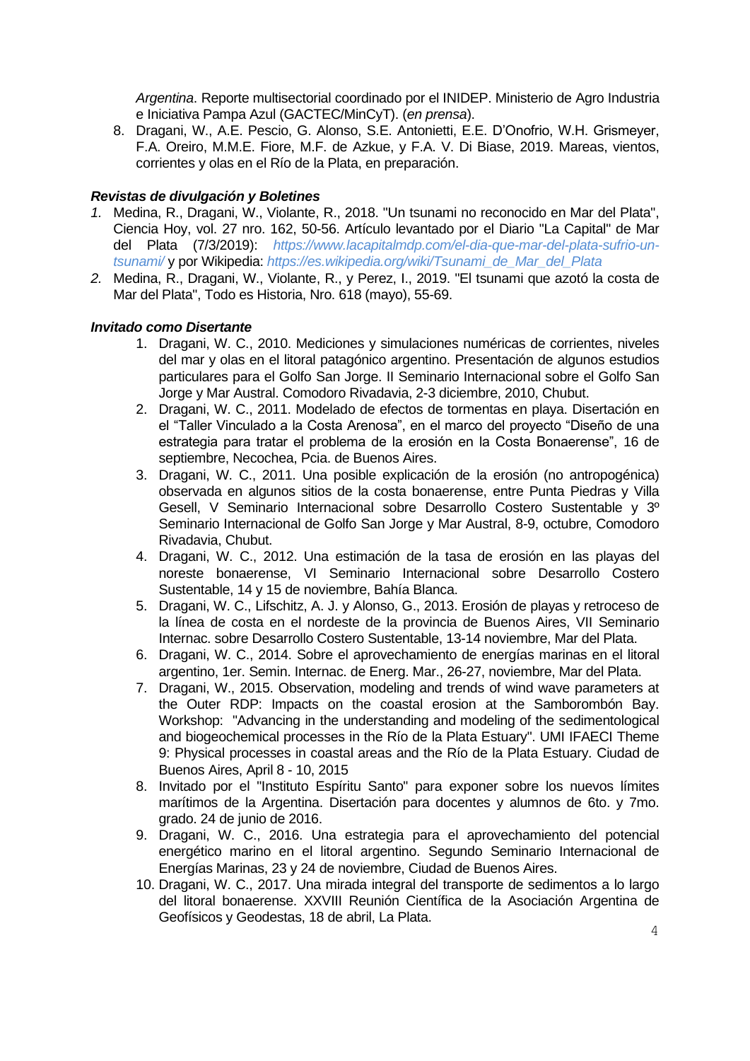*Argentina*. Reporte multisectorial coordinado por el INIDEP. Ministerio de Agro Industria e Iniciativa Pampa Azul (GACTEC/MinCyT). (*en prensa*).

8. Dragani, W., A.E. Pescio, G. Alonso, S.E. Antonietti, E.E. D'Onofrio, W.H. Grismeyer, F.A. Oreiro, M.M.E. Fiore, M.F. de Azkue, y F.A. V. Di Biase, 2019. Mareas, vientos, corrientes y olas en el Río de la Plata, en preparación.

***Revistas de divulgación y Boletines***

1. Medina, R., Dragani, W., Violante, R., 2018. "Un tsunami no reconocido en Mar del Plata", Ciencia Hoy, vol. 27 nro. 162, 50-56. Artículo levantado por el Diario "La Capital" de Mar del Plata (7/3/2019): *https://www.lacapitalmdp.com/el-dia-que-mar-del-plata-sufrio-un-tsunami/* y por Wikipedia: *https://es.wikipedia.org/wiki/Tsunami_de_Mar_del_Plata*
2. Medina, R., Dragani, W., Violante, R., y Perez, I., 2019. "El tsunami que azotó la costa de Mar del Plata", Todo es Historia, Nro. 618 (mayo), 55-69.

***Invitado como Disertante***

1. Dragani, W. C., 2010. Mediciones y simulaciones numéricas de corrientes, niveles del mar y olas en el litoral patagónico argentino. Presentación de algunos estudios particulares para el Golfo San Jorge. II Seminario Internacional sobre el Golfo San Jorge y Mar Austral. Comodoro Rivadavia, 2-3 diciembre, 2010, Chubut.
2. Dragani, W. C., 2011. Modelado de efectos de tormentas en playa. Disertación en el "Taller Vinculado a la Costa Arenosa", en el marco del proyecto "Diseño de una estrategia para tratar el problema de la erosión en la Costa Bonaerense", 16 de septiembre, Necochea, Pcia. de Buenos Aires.
3. Dragani, W. C., 2011. Una posible explicación de la erosión (no antropogénica) observada en algunos sitios de la costa bonaerense, entre Punta Piedras y Villa Gesell, V Seminario Internacional sobre Desarrollo Costero Sustentable y 3º Seminario Internacional de Golfo San Jorge y Mar Austral, 8-9, octubre, Comodoro Rivadavia, Chubut.
4. Dragani, W. C., 2012. Una estimación de la tasa de erosión en las playas del noreste bonaerense, VI Seminario Internacional sobre Desarrollo Costero Sustentable, 14 y 15 de noviembre, Bahía Blanca.
5. Dragani, W. C., Lifschitz, A. J. y Alonso, G., 2013. Erosión de playas y retroceso de la línea de costa en el nordeste de la provincia de Buenos Aires, VII Seminario Internac. sobre Desarrollo Costero Sustentable, 13-14 noviembre, Mar del Plata.
6. Dragani, W. C., 2014. Sobre el aprovechamiento de energías marinas en el litoral argentino, 1er. Semin. Internac. de Energ. Mar., 26-27, noviembre, Mar del Plata.
7. Dragani, W., 2015. Observation, modeling and trends of wind wave parameters at the Outer RDP: Impacts on the coastal erosion at the Samborombón Bay. Workshop: "Advancing in the understanding and modeling of the sedimentological and biogeochemical processes in the Río de la Plata Estuary". UMI IFAECI Theme 9: Physical processes in coastal areas and the Río de la Plata Estuary. Ciudad de Buenos Aires, April 8 - 10, 2015
8. Invitado por el "Instituto Espíritu Santo" para exponer sobre los nuevos límites marítimos de la Argentina. Disertación para docentes y alumnos de 6to. y 7mo. grado. 24 de junio de 2016.
9. Dragani, W. C., 2016. Una estrategia para el aprovechamiento del potencial energético marino en el litoral argentino. Segundo Seminario Internacional de Energías Marinas, 23 y 24 de noviembre, Ciudad de Buenos Aires.
10. Dragani, W. C., 2017. Una mirada integral del transporte de sedimentos a lo largo del litoral bonaerense. XXVIII Reunión Científica de la Asociación Argentina de Geofísicos y Geodestas, 18 de abril, La Plata.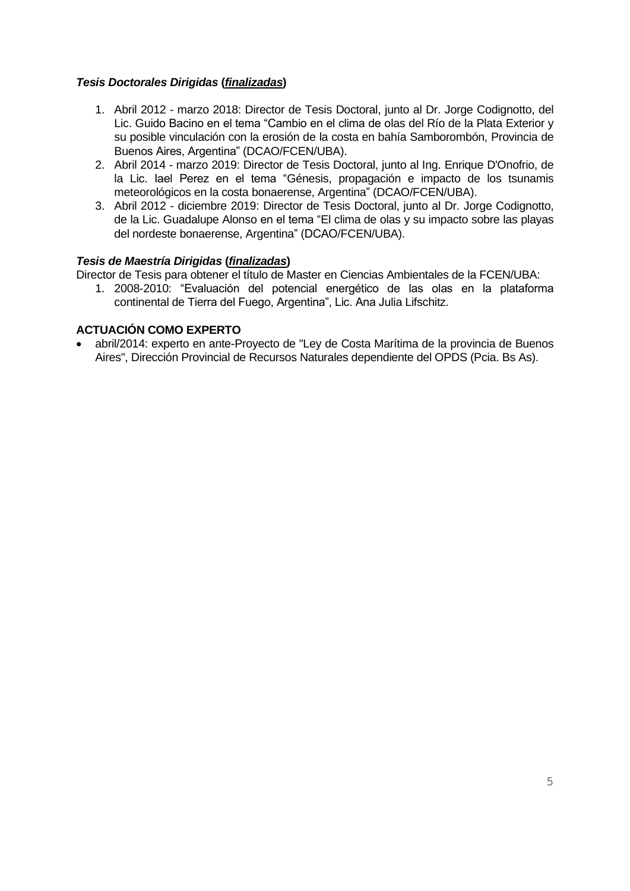***Tesis Doctorales Dirigidas* (*finalizadas*)**

1. Abril 2012 - marzo 2018: Director de Tesis Doctoral, junto al Dr. Jorge Codignotto, del Lic. Guido Bacino en el tema “Cambio en el clima de olas del Río de la Plata Exterior y su posible vinculación con la erosión de la costa en bahía Samborombón, Provincia de Buenos Aires, Argentina” (DCAO/FCEN/UBA).
2. Abril 2014 - marzo 2019: Director de Tesis Doctoral, junto al Ing. Enrique D'Onofrio, de la Lic. Iael Perez en el tema “Génesis, propagación e impacto de los tsunamis meteorológicos en la costa bonaerense, Argentina” (DCAO/FCEN/UBA).
3. Abril 2012 - diciembre 2019: Director de Tesis Doctoral, junto al Dr. Jorge Codignotto, de la Lic. Guadalupe Alonso en el tema “El clima de olas y su impacto sobre las playas del nordeste bonaerense, Argentina” (DCAO/FCEN/UBA).

***Tesis de Maestría Dirigidas* (*finalizadas*)**

Director de Tesis para obtener el título de Master en Ciencias Ambientales de la FCEN/UBA:

1. 2008-2010: “Evaluación del potencial energético de las olas en la plataforma continental de Tierra del Fuego, Argentina”, Lic. Ana Julia Lifschitz.

**ACTUACIÓN COMO EXPERTO**

- abril/2014: experto en ante-Proyecto de "Ley de Costa Marítima de la provincia de Buenos Aires", Dirección Provincial de Recursos Naturales dependiente del OPDS (Pcia. Bs As).